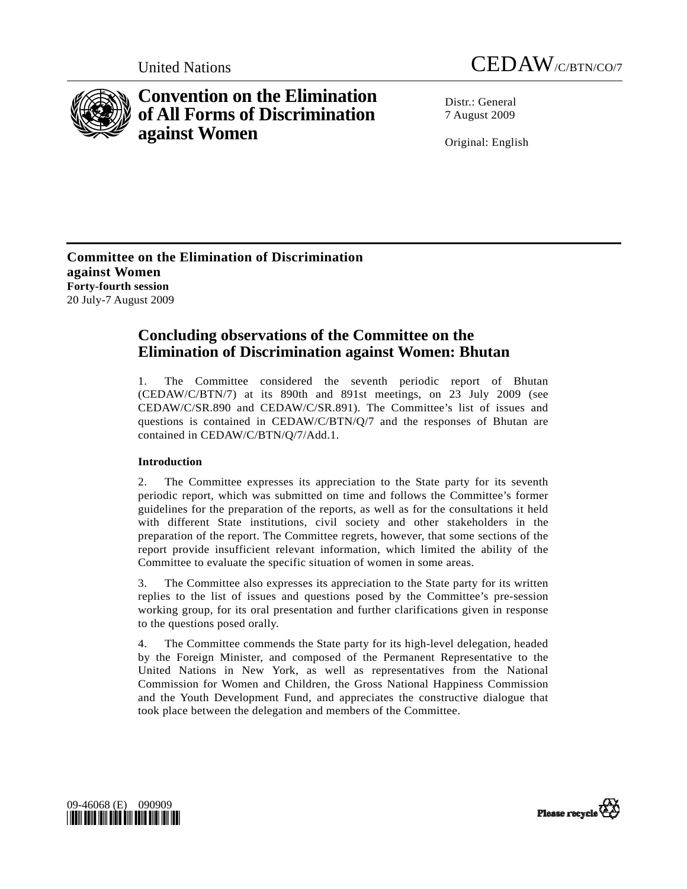United Nations

CEDAW/C/BTN/CO/7

# Convention on the Elimination of All Forms of Discrimination against Women

Distr.: General
7 August 2009

Original: English

**Committee on the Elimination of Discrimination against Women**
**Forty-fourth session**
20 July-7 August 2009

## Concluding observations of the Committee on the Elimination of Discrimination against Women: Bhutan

1. The Committee considered the seventh periodic report of Bhutan (CEDAW/C/BTN/7) at its 890th and 891st meetings, on 23 July 2009 (see CEDAW/C/SR.890 and CEDAW/C/SR.891). The Committee's list of issues and questions is contained in CEDAW/C/BTN/Q/7 and the responses of Bhutan are contained in CEDAW/C/BTN/Q/7/Add.1.

### Introduction

2. The Committee expresses its appreciation to the State party for its seventh periodic report, which was submitted on time and follows the Committee's former guidelines for the preparation of the reports, as well as for the consultations it held with different State institutions, civil society and other stakeholders in the preparation of the report. The Committee regrets, however, that some sections of the report provide insufficient relevant information, which limited the ability of the Committee to evaluate the specific situation of women in some areas.

3. The Committee also expresses its appreciation to the State party for its written replies to the list of issues and questions posed by the Committee's pre-session working group, for its oral presentation and further clarifications given in response to the questions posed orally.

4. The Committee commends the State party for its high-level delegation, headed by the Foreign Minister, and composed of the Permanent Representative to the United Nations in New York, as well as representatives from the National Commission for Women and Children, the Gross National Happiness Commission and the Youth Development Fund, and appreciates the constructive dialogue that took place between the delegation and members of the Committee.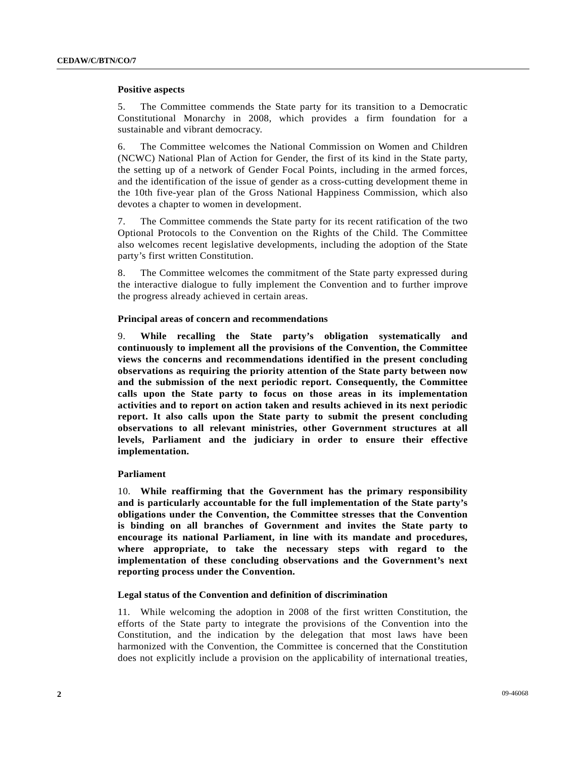### Positive aspects

5. The Committee commends the State party for its transition to a Democratic Constitutional Monarchy in 2008, which provides a firm foundation for a sustainable and vibrant democracy.

6. The Committee welcomes the National Commission on Women and Children (NCWC) National Plan of Action for Gender, the first of its kind in the State party, the setting up of a network of Gender Focal Points, including in the armed forces, and the identification of the issue of gender as a cross-cutting development theme in the 10th five-year plan of the Gross National Happiness Commission, which also devotes a chapter to women in development.

7. The Committee commends the State party for its recent ratification of the two Optional Protocols to the Convention on the Rights of the Child. The Committee also welcomes recent legislative developments, including the adoption of the State party's first written Constitution.

8. The Committee welcomes the commitment of the State party expressed during the interactive dialogue to fully implement the Convention and to further improve the progress already achieved in certain areas.

### Principal areas of concern and recommendations

9. **While recalling the State party's obligation systematically and continuously to implement all the provisions of the Convention, the Committee views the concerns and recommendations identified in the present concluding observations as requiring the priority attention of the State party between now and the submission of the next periodic report. Consequently, the Committee calls upon the State party to focus on those areas in its implementation activities and to report on action taken and results achieved in its next periodic report. It also calls upon the State party to submit the present concluding observations to all relevant ministries, other Government structures at all levels, Parliament and the judiciary in order to ensure their effective implementation.**

### Parliament

10. **While reaffirming that the Government has the primary responsibility and is particularly accountable for the full implementation of the State party's obligations under the Convention, the Committee stresses that the Convention is binding on all branches of Government and invites the State party to encourage its national Parliament, in line with its mandate and procedures, where appropriate, to take the necessary steps with regard to the implementation of these concluding observations and the Government's next reporting process under the Convention.**

### Legal status of the Convention and definition of discrimination

11. While welcoming the adoption in 2008 of the first written Constitution, the efforts of the State party to integrate the provisions of the Convention into the Constitution, and the indication by the delegation that most laws have been harmonized with the Convention, the Committee is concerned that the Constitution does not explicitly include a provision on the applicability of international treaties,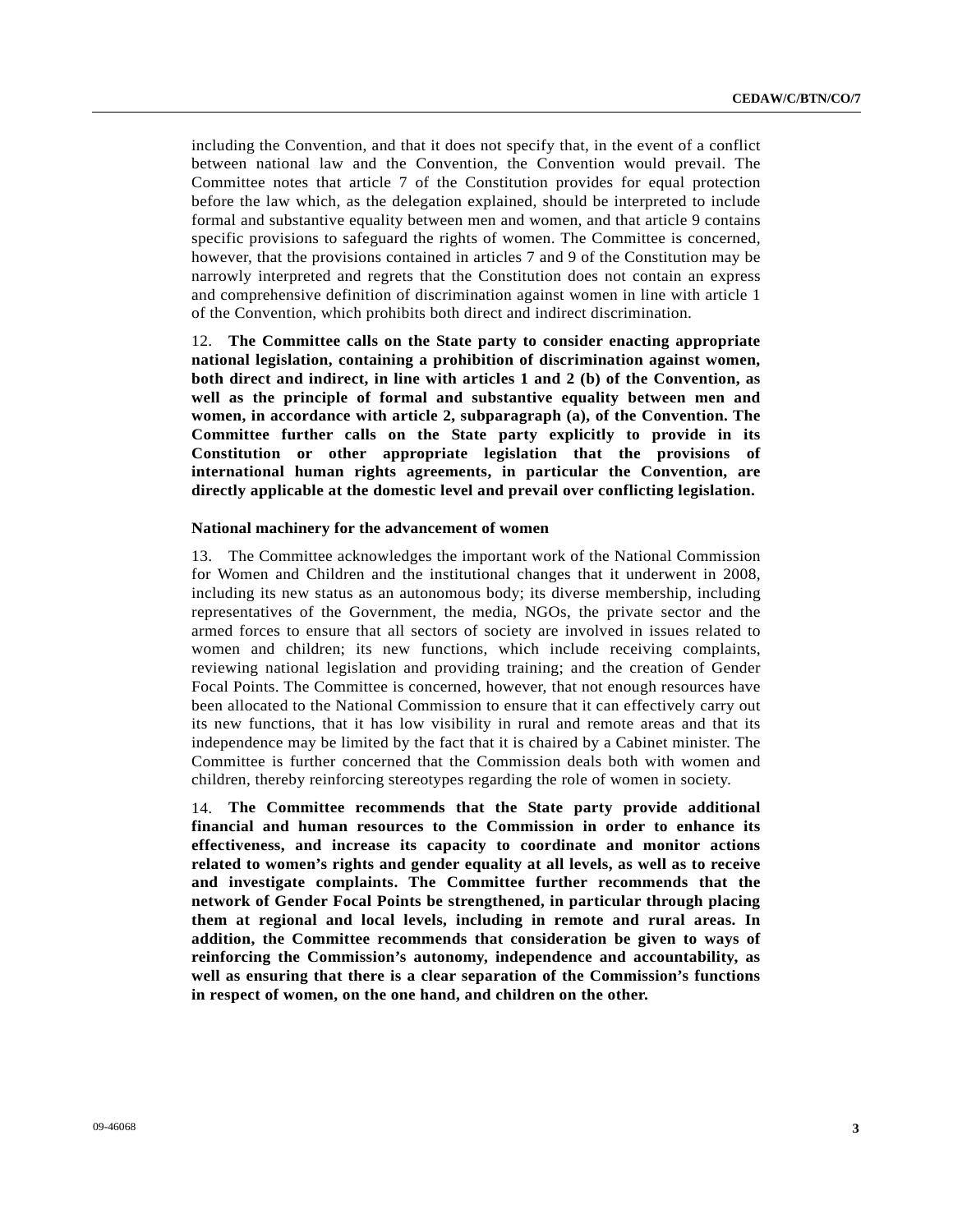including the Convention, and that it does not specify that, in the event of a conflict between national law and the Convention, the Convention would prevail. The Committee notes that article 7 of the Constitution provides for equal protection before the law which, as the delegation explained, should be interpreted to include formal and substantive equality between men and women, and that article 9 contains specific provisions to safeguard the rights of women. The Committee is concerned, however, that the provisions contained in articles 7 and 9 of the Constitution may be narrowly interpreted and regrets that the Constitution does not contain an express and comprehensive definition of discrimination against women in line with article 1 of the Convention, which prohibits both direct and indirect discrimination.

12. **The Committee calls on the State party to consider enacting appropriate national legislation, containing a prohibition of discrimination against women, both direct and indirect, in line with articles 1 and 2 (b) of the Convention, as well as the principle of formal and substantive equality between men and women, in accordance with article 2, subparagraph (a), of the Convention. The Committee further calls on the State party explicitly to provide in its Constitution or other appropriate legislation that the provisions of international human rights agreements, in particular the Convention, are directly applicable at the domestic level and prevail over conflicting legislation.**

### National machinery for the advancement of women

13. The Committee acknowledges the important work of the National Commission for Women and Children and the institutional changes that it underwent in 2008, including its new status as an autonomous body; its diverse membership, including representatives of the Government, the media, NGOs, the private sector and the armed forces to ensure that all sectors of society are involved in issues related to women and children; its new functions, which include receiving complaints, reviewing national legislation and providing training; and the creation of Gender Focal Points. The Committee is concerned, however, that not enough resources have been allocated to the National Commission to ensure that it can effectively carry out its new functions, that it has low visibility in rural and remote areas and that its independence may be limited by the fact that it is chaired by a Cabinet minister. The Committee is further concerned that the Commission deals both with women and children, thereby reinforcing stereotypes regarding the role of women in society.

14. **The Committee recommends that the State party provide additional financial and human resources to the Commission in order to enhance its effectiveness, and increase its capacity to coordinate and monitor actions related to women's rights and gender equality at all levels, as well as to receive and investigate complaints. The Committee further recommends that the network of Gender Focal Points be strengthened, in particular through placing them at regional and local levels, including in remote and rural areas. In addition, the Committee recommends that consideration be given to ways of reinforcing the Commission's autonomy, independence and accountability, as well as ensuring that there is a clear separation of the Commission's functions in respect of women, on the one hand, and children on the other.**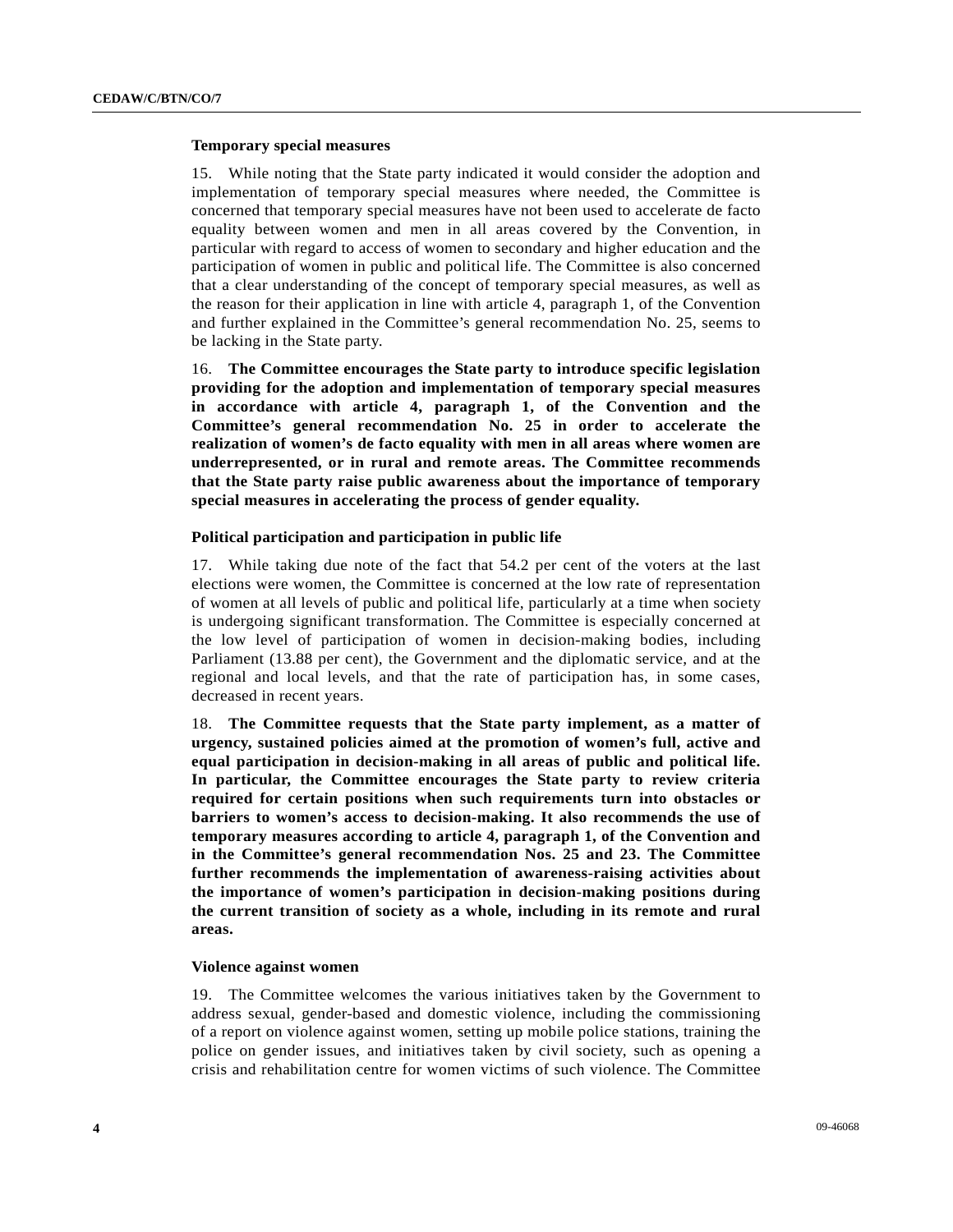**Temporary special measures**

15. While noting that the State party indicated it would consider the adoption and implementation of temporary special measures where needed, the Committee is concerned that temporary special measures have not been used to accelerate de facto equality between women and men in all areas covered by the Convention, in particular with regard to access of women to secondary and higher education and the participation of women in public and political life. The Committee is also concerned that a clear understanding of the concept of temporary special measures, as well as the reason for their application in line with article 4, paragraph 1, of the Convention and further explained in the Committee's general recommendation No. 25, seems to be lacking in the State party.

16. **The Committee encourages the State party to introduce specific legislation providing for the adoption and implementation of temporary special measures in accordance with article 4, paragraph 1, of the Convention and the Committee's general recommendation No. 25 in order to accelerate the realization of women's de facto equality with men in all areas where women are underrepresented, or in rural and remote areas. The Committee recommends that the State party raise public awareness about the importance of temporary special measures in accelerating the process of gender equality.**

**Political participation and participation in public life**

17. While taking due note of the fact that 54.2 per cent of the voters at the last elections were women, the Committee is concerned at the low rate of representation of women at all levels of public and political life, particularly at a time when society is undergoing significant transformation. The Committee is especially concerned at the low level of participation of women in decision-making bodies, including Parliament (13.88 per cent), the Government and the diplomatic service, and at the regional and local levels, and that the rate of participation has, in some cases, decreased in recent years.

18. **The Committee requests that the State party implement, as a matter of urgency, sustained policies aimed at the promotion of women's full, active and equal participation in decision-making in all areas of public and political life. In particular, the Committee encourages the State party to review criteria required for certain positions when such requirements turn into obstacles or barriers to women's access to decision-making. It also recommends the use of temporary measures according to article 4, paragraph 1, of the Convention and in the Committee's general recommendation Nos. 25 and 23. The Committee further recommends the implementation of awareness-raising activities about the importance of women's participation in decision-making positions during the current transition of society as a whole, including in its remote and rural areas.**

**Violence against women**

19. The Committee welcomes the various initiatives taken by the Government to address sexual, gender-based and domestic violence, including the commissioning of a report on violence against women, setting up mobile police stations, training the police on gender issues, and initiatives taken by civil society, such as opening a crisis and rehabilitation centre for women victims of such violence. The Committee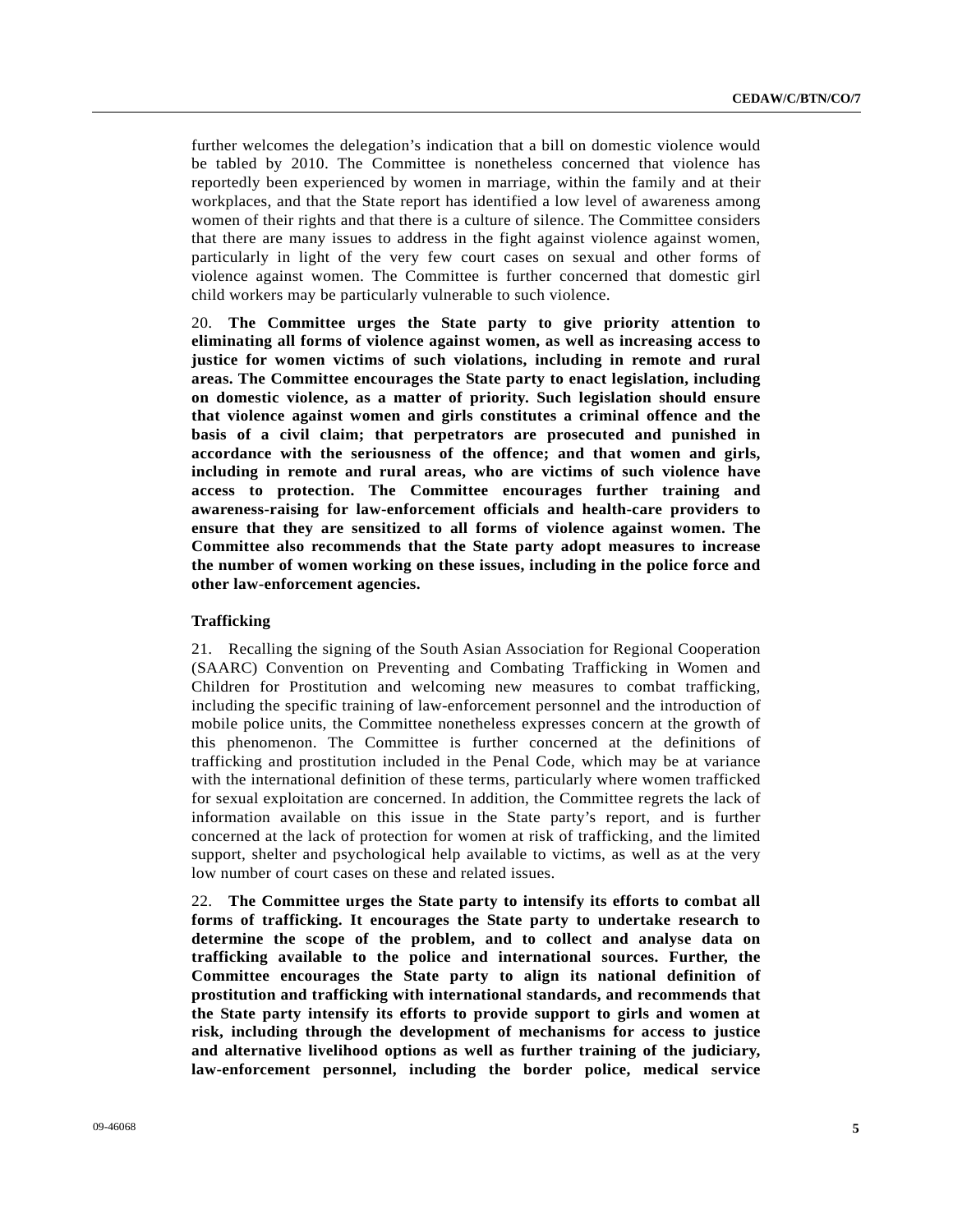further welcomes the delegation's indication that a bill on domestic violence would be tabled by 2010. The Committee is nonetheless concerned that violence has reportedly been experienced by women in marriage, within the family and at their workplaces, and that the State report has identified a low level of awareness among women of their rights and that there is a culture of silence. The Committee considers that there are many issues to address in the fight against violence against women, particularly in light of the very few court cases on sexual and other forms of violence against women. The Committee is further concerned that domestic girl child workers may be particularly vulnerable to such violence.

20. **The Committee urges the State party to give priority attention to eliminating all forms of violence against women, as well as increasing access to justice for women victims of such violations, including in remote and rural areas. The Committee encourages the State party to enact legislation, including on domestic violence, as a matter of priority. Such legislation should ensure that violence against women and girls constitutes a criminal offence and the basis of a civil claim; that perpetrators are prosecuted and punished in accordance with the seriousness of the offence; and that women and girls, including in remote and rural areas, who are victims of such violence have access to protection. The Committee encourages further training and awareness-raising for law-enforcement officials and health-care providers to ensure that they are sensitized to all forms of violence against women. The Committee also recommends that the State party adopt measures to increase the number of women working on these issues, including in the police force and other law-enforcement agencies.**

### Trafficking

21. Recalling the signing of the South Asian Association for Regional Cooperation (SAARC) Convention on Preventing and Combating Trafficking in Women and Children for Prostitution and welcoming new measures to combat trafficking, including the specific training of law-enforcement personnel and the introduction of mobile police units, the Committee nonetheless expresses concern at the growth of this phenomenon. The Committee is further concerned at the definitions of trafficking and prostitution included in the Penal Code, which may be at variance with the international definition of these terms, particularly where women trafficked for sexual exploitation are concerned. In addition, the Committee regrets the lack of information available on this issue in the State party's report, and is further concerned at the lack of protection for women at risk of trafficking, and the limited support, shelter and psychological help available to victims, as well as at the very low number of court cases on these and related issues.

22. **The Committee urges the State party to intensify its efforts to combat all forms of trafficking. It encourages the State party to undertake research to determine the scope of the problem, and to collect and analyse data on trafficking available to the police and international sources. Further, the Committee encourages the State party to align its national definition of prostitution and trafficking with international standards, and recommends that the State party intensify its efforts to provide support to girls and women at risk, including through the development of mechanisms for access to justice and alternative livelihood options as well as further training of the judiciary, law-enforcement personnel, including the border police, medical service**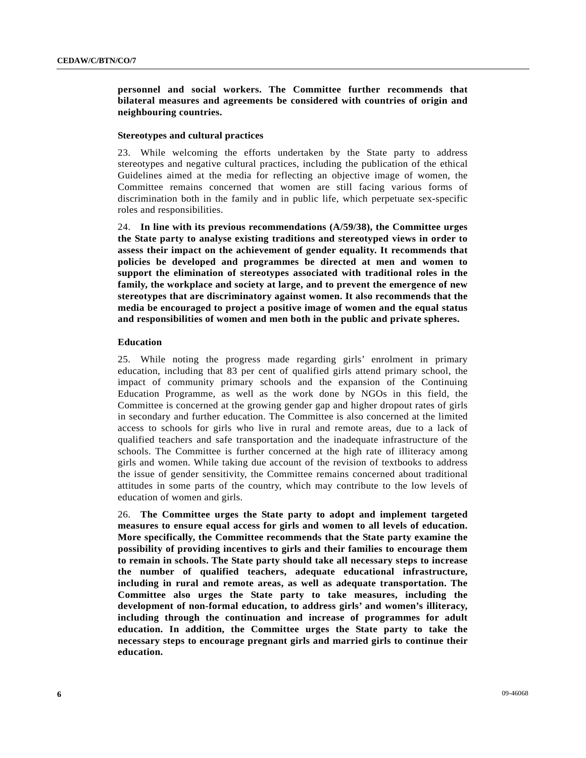**personnel and social workers. The Committee further recommends that bilateral measures and agreements be considered with countries of origin and neighbouring countries.**

### Stereotypes and cultural practices

23. While welcoming the efforts undertaken by the State party to address stereotypes and negative cultural practices, including the publication of the ethical Guidelines aimed at the media for reflecting an objective image of women, the Committee remains concerned that women are still facing various forms of discrimination both in the family and in public life, which perpetuate sex-specific roles and responsibilities.

24. **In line with its previous recommendations (A/59/38), the Committee urges the State party to analyse existing traditions and stereotyped views in order to assess their impact on the achievement of gender equality. It recommends that policies be developed and programmes be directed at men and women to support the elimination of stereotypes associated with traditional roles in the family, the workplace and society at large, and to prevent the emergence of new stereotypes that are discriminatory against women. It also recommends that the media be encouraged to project a positive image of women and the equal status and responsibilities of women and men both in the public and private spheres.**

### Education

25. While noting the progress made regarding girls' enrolment in primary education, including that 83 per cent of qualified girls attend primary school, the impact of community primary schools and the expansion of the Continuing Education Programme, as well as the work done by NGOs in this field, the Committee is concerned at the growing gender gap and higher dropout rates of girls in secondary and further education. The Committee is also concerned at the limited access to schools for girls who live in rural and remote areas, due to a lack of qualified teachers and safe transportation and the inadequate infrastructure of the schools. The Committee is further concerned at the high rate of illiteracy among girls and women. While taking due account of the revision of textbooks to address the issue of gender sensitivity, the Committee remains concerned about traditional attitudes in some parts of the country, which may contribute to the low levels of education of women and girls.

26. **The Committee urges the State party to adopt and implement targeted measures to ensure equal access for girls and women to all levels of education. More specifically, the Committee recommends that the State party examine the possibility of providing incentives to girls and their families to encourage them to remain in schools. The State party should take all necessary steps to increase the number of qualified teachers, adequate educational infrastructure, including in rural and remote areas, as well as adequate transportation. The Committee also urges the State party to take measures, including the development of non-formal education, to address girls' and women's illiteracy, including through the continuation and increase of programmes for adult education. In addition, the Committee urges the State party to take the necessary steps to encourage pregnant girls and married girls to continue their education.**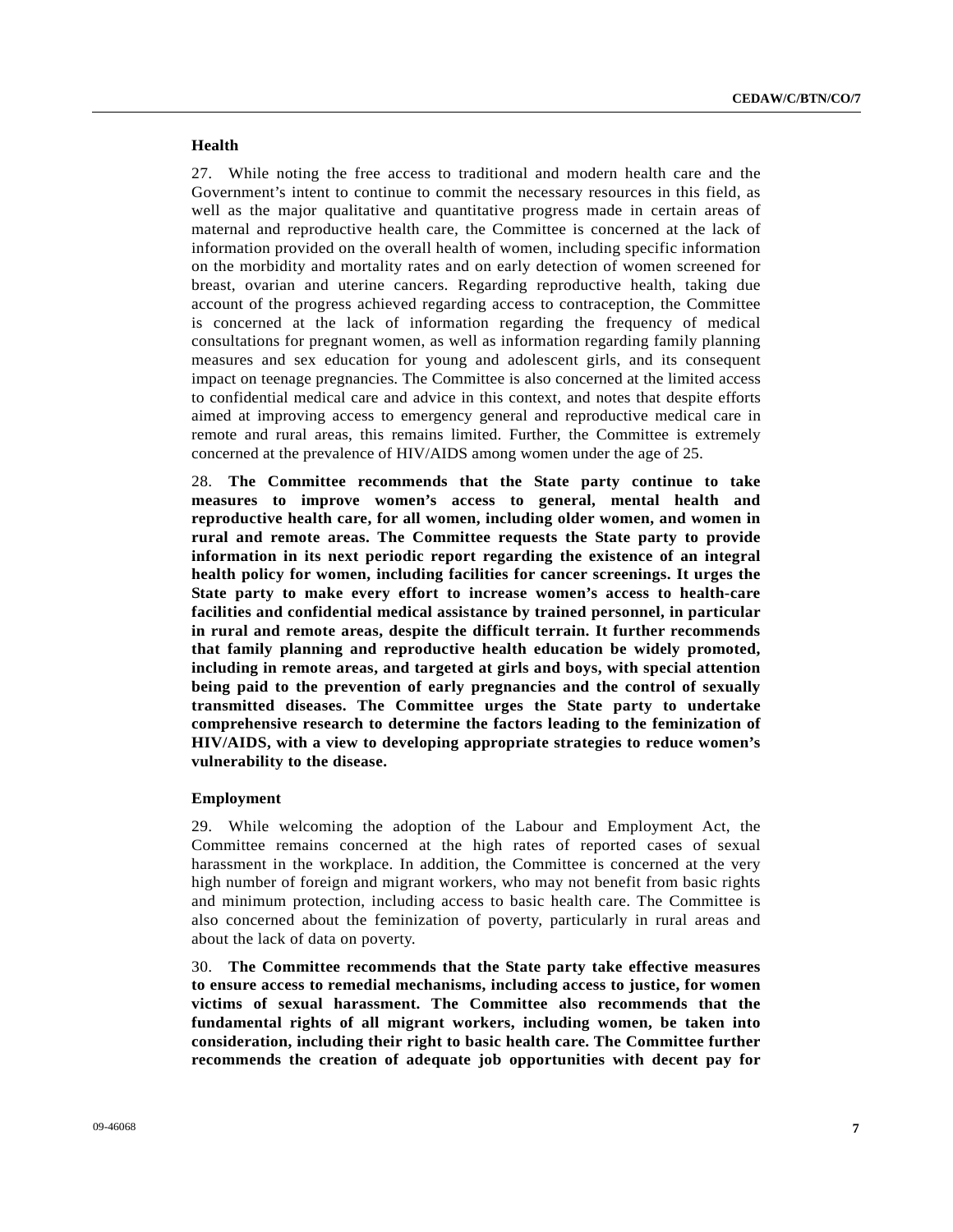### Health

27. While noting the free access to traditional and modern health care and the Government's intent to continue to commit the necessary resources in this field, as well as the major qualitative and quantitative progress made in certain areas of maternal and reproductive health care, the Committee is concerned at the lack of information provided on the overall health of women, including specific information on the morbidity and mortality rates and on early detection of women screened for breast, ovarian and uterine cancers. Regarding reproductive health, taking due account of the progress achieved regarding access to contraception, the Committee is concerned at the lack of information regarding the frequency of medical consultations for pregnant women, as well as information regarding family planning measures and sex education for young and adolescent girls, and its consequent impact on teenage pregnancies. The Committee is also concerned at the limited access to confidential medical care and advice in this context, and notes that despite efforts aimed at improving access to emergency general and reproductive medical care in remote and rural areas, this remains limited. Further, the Committee is extremely concerned at the prevalence of HIV/AIDS among women under the age of 25.

28. **The Committee recommends that the State party continue to take measures to improve women's access to general, mental health and reproductive health care, for all women, including older women, and women in rural and remote areas. The Committee requests the State party to provide information in its next periodic report regarding the existence of an integral health policy for women, including facilities for cancer screenings. It urges the State party to make every effort to increase women's access to health-care facilities and confidential medical assistance by trained personnel, in particular in rural and remote areas, despite the difficult terrain. It further recommends that family planning and reproductive health education be widely promoted, including in remote areas, and targeted at girls and boys, with special attention being paid to the prevention of early pregnancies and the control of sexually transmitted diseases. The Committee urges the State party to undertake comprehensive research to determine the factors leading to the feminization of HIV/AIDS, with a view to developing appropriate strategies to reduce women's vulnerability to the disease.**

### Employment

29. While welcoming the adoption of the Labour and Employment Act, the Committee remains concerned at the high rates of reported cases of sexual harassment in the workplace. In addition, the Committee is concerned at the very high number of foreign and migrant workers, who may not benefit from basic rights and minimum protection, including access to basic health care. The Committee is also concerned about the feminization of poverty, particularly in rural areas and about the lack of data on poverty.

30. **The Committee recommends that the State party take effective measures to ensure access to remedial mechanisms, including access to justice, for women victims of sexual harassment. The Committee also recommends that the fundamental rights of all migrant workers, including women, be taken into consideration, including their right to basic health care. The Committee further recommends the creation of adequate job opportunities with decent pay for**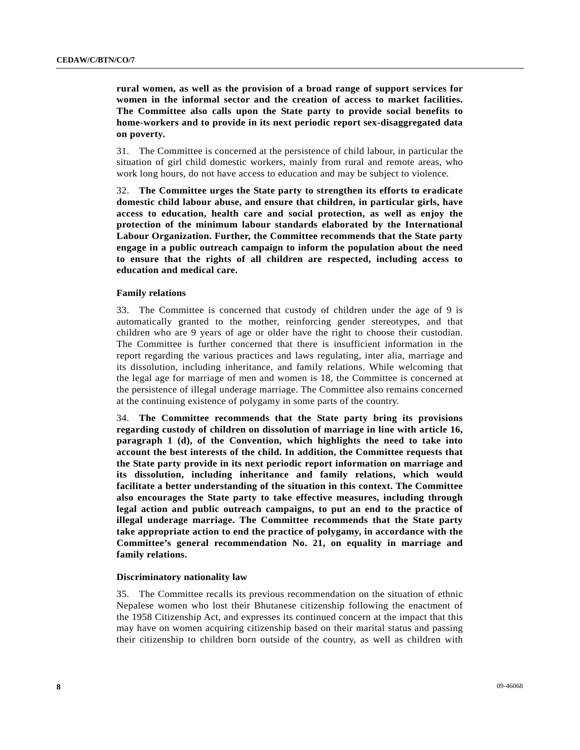**rural women, as well as the provision of a broad range of support services for women in the informal sector and the creation of access to market facilities. The Committee also calls upon the State party to provide social benefits to home-workers and to provide in its next periodic report sex-disaggregated data on poverty.**

31. The Committee is concerned at the persistence of child labour, in particular the situation of girl child domestic workers, mainly from rural and remote areas, who work long hours, do not have access to education and may be subject to violence.

32. **The Committee urges the State party to strengthen its efforts to eradicate domestic child labour abuse, and ensure that children, in particular girls, have access to education, health care and social protection, as well as enjoy the protection of the minimum labour standards elaborated by the International Labour Organization. Further, the Committee recommends that the State party engage in a public outreach campaign to inform the population about the need to ensure that the rights of all children are respected, including access to education and medical care.**

### Family relations

33. The Committee is concerned that custody of children under the age of 9 is automatically granted to the mother, reinforcing gender stereotypes, and that children who are 9 years of age or older have the right to choose their custodian. The Committee is further concerned that there is insufficient information in the report regarding the various practices and laws regulating, inter alia, marriage and its dissolution, including inheritance, and family relations. While welcoming that the legal age for marriage of men and women is 18, the Committee is concerned at the persistence of illegal underage marriage. The Committee also remains concerned at the continuing existence of polygamy in some parts of the country.

34. **The Committee recommends that the State party bring its provisions regarding custody of children on dissolution of marriage in line with article 16, paragraph 1 (d), of the Convention, which highlights the need to take into account the best interests of the child. In addition, the Committee requests that the State party provide in its next periodic report information on marriage and its dissolution, including inheritance and family relations, which would facilitate a better understanding of the situation in this context. The Committee also encourages the State party to take effective measures, including through legal action and public outreach campaigns, to put an end to the practice of illegal underage marriage. The Committee recommends that the State party take appropriate action to end the practice of polygamy, in accordance with the Committee's general recommendation No. 21, on equality in marriage and family relations.**

### Discriminatory nationality law

35. The Committee recalls its previous recommendation on the situation of ethnic Nepalese women who lost their Bhutanese citizenship following the enactment of the 1958 Citizenship Act, and expresses its continued concern at the impact that this may have on women acquiring citizenship based on their marital status and passing their citizenship to children born outside of the country, as well as children with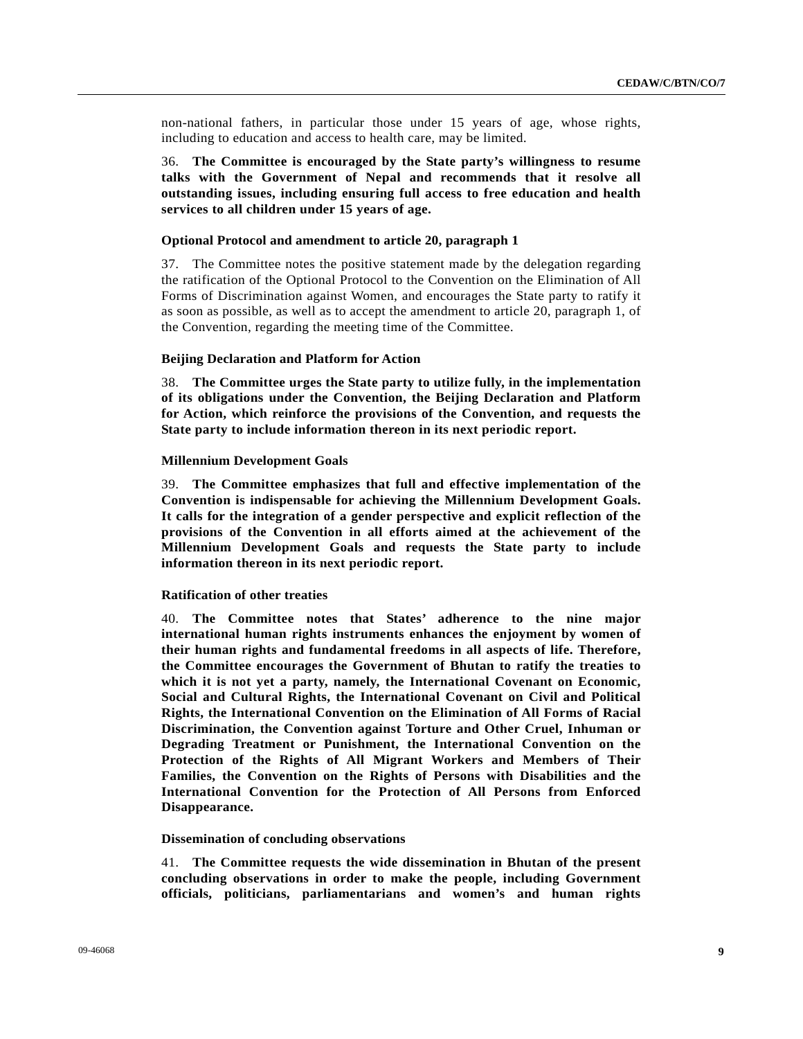non-national fathers, in particular those under 15 years of age, whose rights, including to education and access to health care, may be limited.

36. **The Committee is encouraged by the State party's willingness to resume talks with the Government of Nepal and recommends that it resolve all outstanding issues, including ensuring full access to free education and health services to all children under 15 years of age.**

#### Optional Protocol and amendment to article 20, paragraph 1

37. The Committee notes the positive statement made by the delegation regarding the ratification of the Optional Protocol to the Convention on the Elimination of All Forms of Discrimination against Women, and encourages the State party to ratify it as soon as possible, as well as to accept the amendment to article 20, paragraph 1, of the Convention, regarding the meeting time of the Committee.

#### Beijing Declaration and Platform for Action

38. **The Committee urges the State party to utilize fully, in the implementation of its obligations under the Convention, the Beijing Declaration and Platform for Action, which reinforce the provisions of the Convention, and requests the State party to include information thereon in its next periodic report.**

#### Millennium Development Goals

39. **The Committee emphasizes that full and effective implementation of the Convention is indispensable for achieving the Millennium Development Goals. It calls for the integration of a gender perspective and explicit reflection of the provisions of the Convention in all efforts aimed at the achievement of the Millennium Development Goals and requests the State party to include information thereon in its next periodic report.**

#### Ratification of other treaties

40. **The Committee notes that States' adherence to the nine major international human rights instruments enhances the enjoyment by women of their human rights and fundamental freedoms in all aspects of life. Therefore, the Committee encourages the Government of Bhutan to ratify the treaties to which it is not yet a party, namely, the International Covenant on Economic, Social and Cultural Rights, the International Covenant on Civil and Political Rights, the International Convention on the Elimination of All Forms of Racial Discrimination, the Convention against Torture and Other Cruel, Inhuman or Degrading Treatment or Punishment, the International Convention on the Protection of the Rights of All Migrant Workers and Members of Their Families, the Convention on the Rights of Persons with Disabilities and the International Convention for the Protection of All Persons from Enforced Disappearance.**

#### Dissemination of concluding observations

41. **The Committee requests the wide dissemination in Bhutan of the present concluding observations in order to make the people, including Government officials, politicians, parliamentarians and women's and human rights**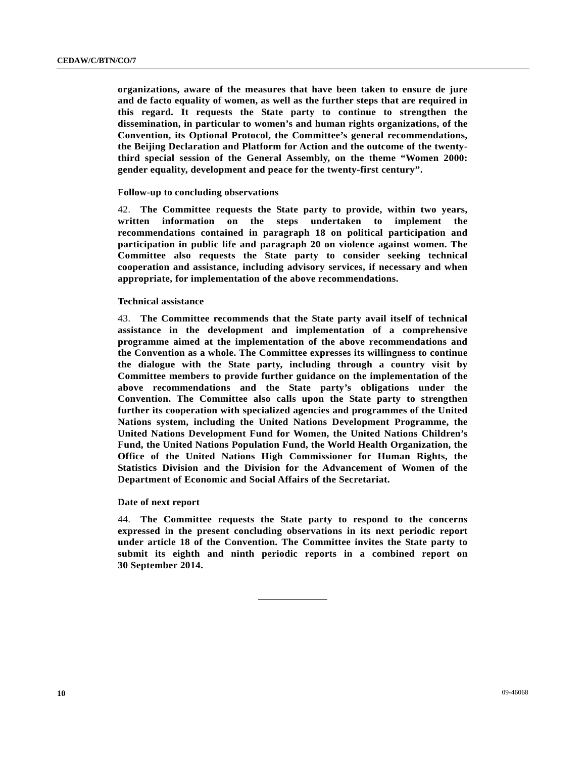**organizations, aware of the measures that have been taken to ensure de jure and de facto equality of women, as well as the further steps that are required in this regard. It requests the State party to continue to strengthen the dissemination, in particular to women's and human rights organizations, of the Convention, its Optional Protocol, the Committee's general recommendations, the Beijing Declaration and Platform for Action and the outcome of the twenty-third special session of the General Assembly, on the theme "Women 2000: gender equality, development and peace for the twenty-first century".**

### Follow-up to concluding observations

42. **The Committee requests the State party to provide, within two years, written information on the steps undertaken to implement the recommendations contained in paragraph 18 on political participation and participation in public life and paragraph 20 on violence against women. The Committee also requests the State party to consider seeking technical cooperation and assistance, including advisory services, if necessary and when appropriate, for implementation of the above recommendations.**

### Technical assistance

43. **The Committee recommends that the State party avail itself of technical assistance in the development and implementation of a comprehensive programme aimed at the implementation of the above recommendations and the Convention as a whole. The Committee expresses its willingness to continue the dialogue with the State party, including through a country visit by Committee members to provide further guidance on the implementation of the above recommendations and the State party's obligations under the Convention. The Committee also calls upon the State party to strengthen further its cooperation with specialized agencies and programmes of the United Nations system, including the United Nations Development Programme, the United Nations Development Fund for Women, the United Nations Children's Fund, the United Nations Population Fund, the World Health Organization, the Office of the United Nations High Commissioner for Human Rights, the Statistics Division and the Division for the Advancement of Women of the Department of Economic and Social Affairs of the Secretariat.**

### Date of next report

44. **The Committee requests the State party to respond to the concerns expressed in the present concluding observations in its next periodic report under article 18 of the Convention. The Committee invites the State party to submit its eighth and ninth periodic reports in a combined report on 30 September 2014.**